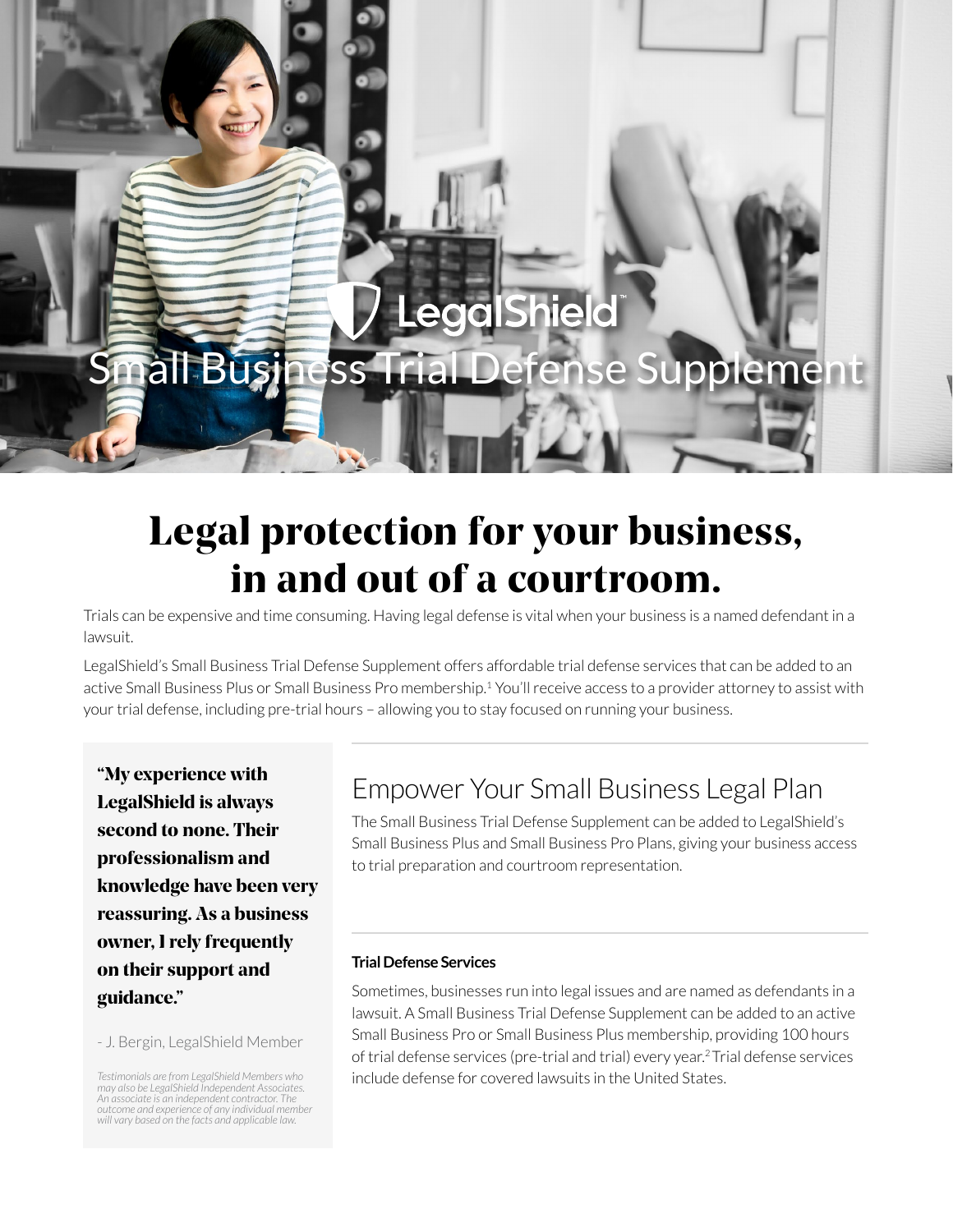LegalShield™

# Small Business Trial Defense Supplement

## Legal protection for your business, in and out of a courtroom.

Trials can be expensive and time consuming. Having legal defense is vital when your business is a named defendant in a lawsuit.

LegalShield's Small Business Trial Defense Supplement offers affordable trial defense services that can be added to an active Small Business Plus or Small Business Pro membership.[1] You'll receive access to a provider attorney to assist with your trial defense, including pre-trial hours – allowing you to stay focused on running your business.

**"My experience with LegalShield is always second to none. Their professionalism and knowledge have been very reassuring. As a business owner, I rely frequently on their support and guidance."**

- J. Bergin, LegalShield Member

*Testimonials are from LegalShield Members who may also be LegalShield Independent Associates. An associate is an independent contractor. The outcome and experience of any individual member will vary based on the facts and applicable law.*

## Empower Your Small Business Legal Plan

The Small Business Trial Defense Supplement can be added to LegalShield's Small Business Plus and Small Business Pro Plans, giving your business access to trial preparation and courtroom representation.

#### Trial Defense Services

Sometimes, businesses run into legal issues and are named as defendants in a lawsuit. A Small Business Trial Defense Supplement can be added to an active Small Business Pro or Small Business Plus membership, providing 100 hours of trial defense services (pre-trial and trial) every year.[2] Trial defense services include defense for covered lawsuits in the United States.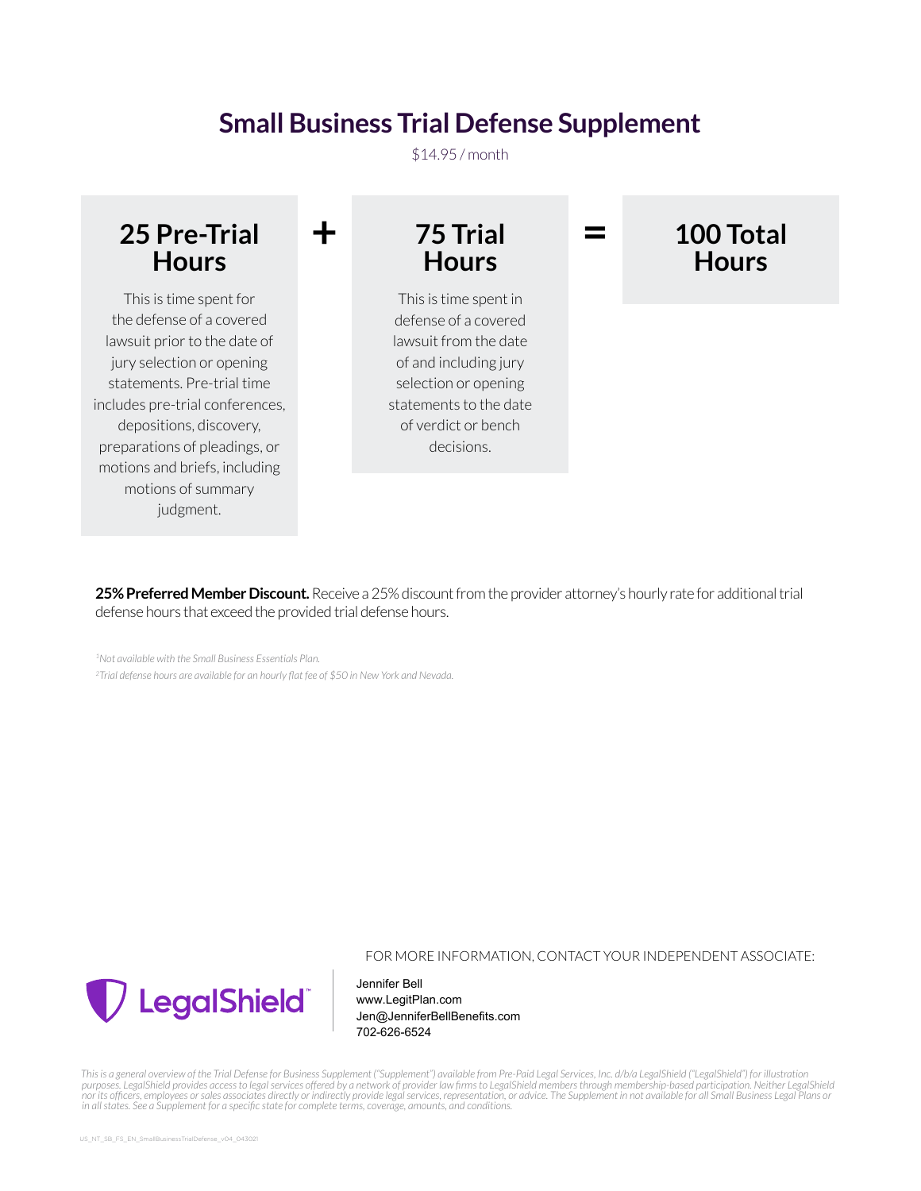# Small Business Trial Defense Supplement

$14.95 / month

## 25 Pre-Trial Hours

This is time spent for the defense of a covered lawsuit prior to the date of jury selection or opening statements. Pre-trial time includes pre-trial conferences, depositions, discovery, preparations of pleadings, or motions and briefs, including motions of summary judgment.

+

## 75 Trial Hours

This is time spent in defense of a covered lawsuit from the date of and including jury selection or opening statements to the date of verdict or bench decisions.

=

## 100 Total Hours

**25% Preferred Member Discount.** Receive a 25% discount from the provider attorney's hourly rate for additional trial defense hours that exceed the provided trial defense hours.

*[1]Not available with the Small Business Essentials Plan.*

*[2]Trial defense hours are available for an hourly flat fee of $50 in New York and Nevada.*

FOR MORE INFORMATION, CONTACT YOUR INDEPENDENT ASSOCIATE:

LegalShield™

Jennifer Bell
www.LegitPlan.com
Jen@JenniferBellBenefits.com
702-626-6524

*This is a general overview of the Trial Defense for Business Supplement ("Supplement") available from Pre-Paid Legal Services, Inc. d/b/a LegalShield ("LegalShield") for illustration purposes. LegalShield provides access to legal services offered by a network of provider law firms to LegalShield members through membership-based participation. Neither LegalShield nor its officers, employees or sales associates directly or indirectly provide legal services, representation, or advice. The Supplement in not available for all Small Business Legal Plans or in all states. See a Supplement for a specific state for complete terms, coverage, amounts, and conditions.*

US_NT_SB_FS_EN_SmallBusinessTrialDefense_v04_043021